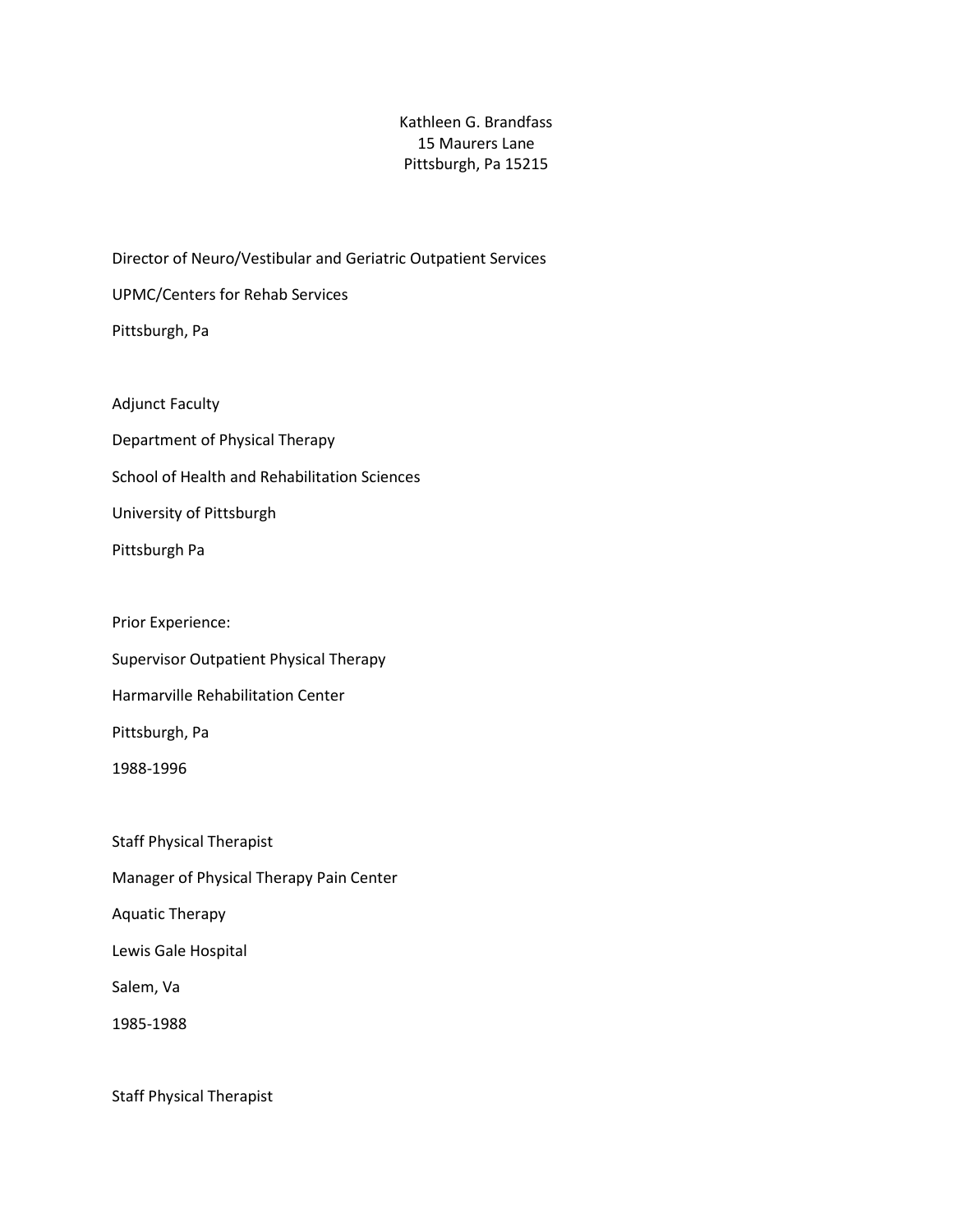Kathleen G. Brandfass
15 Maurers Lane
Pittsburgh, Pa 15215

Director of Neuro/Vestibular and Geriatric Outpatient Services

UPMC/Centers for Rehab Services

Pittsburgh, Pa

Adjunct Faculty

Department of Physical Therapy

School of Health and Rehabilitation Sciences

University of Pittsburgh

Pittsburgh Pa

Prior Experience:

Supervisor Outpatient Physical Therapy

Harmarville Rehabilitation Center

Pittsburgh, Pa

1988-1996

Staff Physical Therapist

Manager of Physical Therapy Pain Center

Aquatic Therapy

Lewis Gale Hospital

Salem, Va

1985-1988

Staff Physical Therapist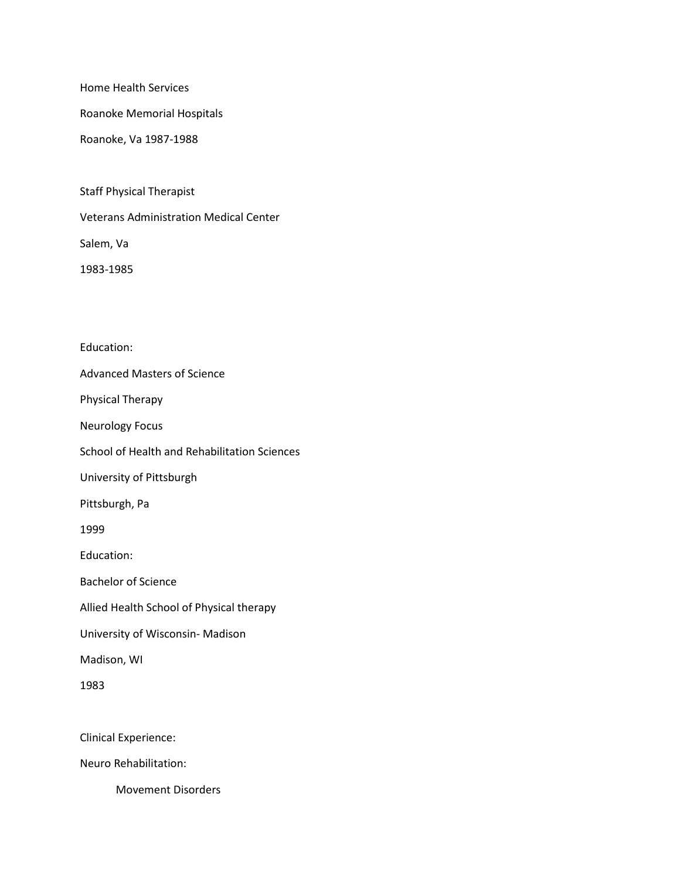Home Health Services

Roanoke Memorial Hospitals

Roanoke, Va 1987-1988

Staff Physical Therapist

Veterans Administration Medical Center

Salem, Va

1983-1985

Education:

Advanced Masters of Science

Physical Therapy

Neurology Focus

School of Health and Rehabilitation Sciences

University of Pittsburgh

Pittsburgh, Pa

1999

Education:

Bachelor of Science

Allied Health School of Physical therapy

University of Wisconsin- Madison

Madison, WI

1983

Clinical Experience:

Neuro Rehabilitation:

- Movement Disorders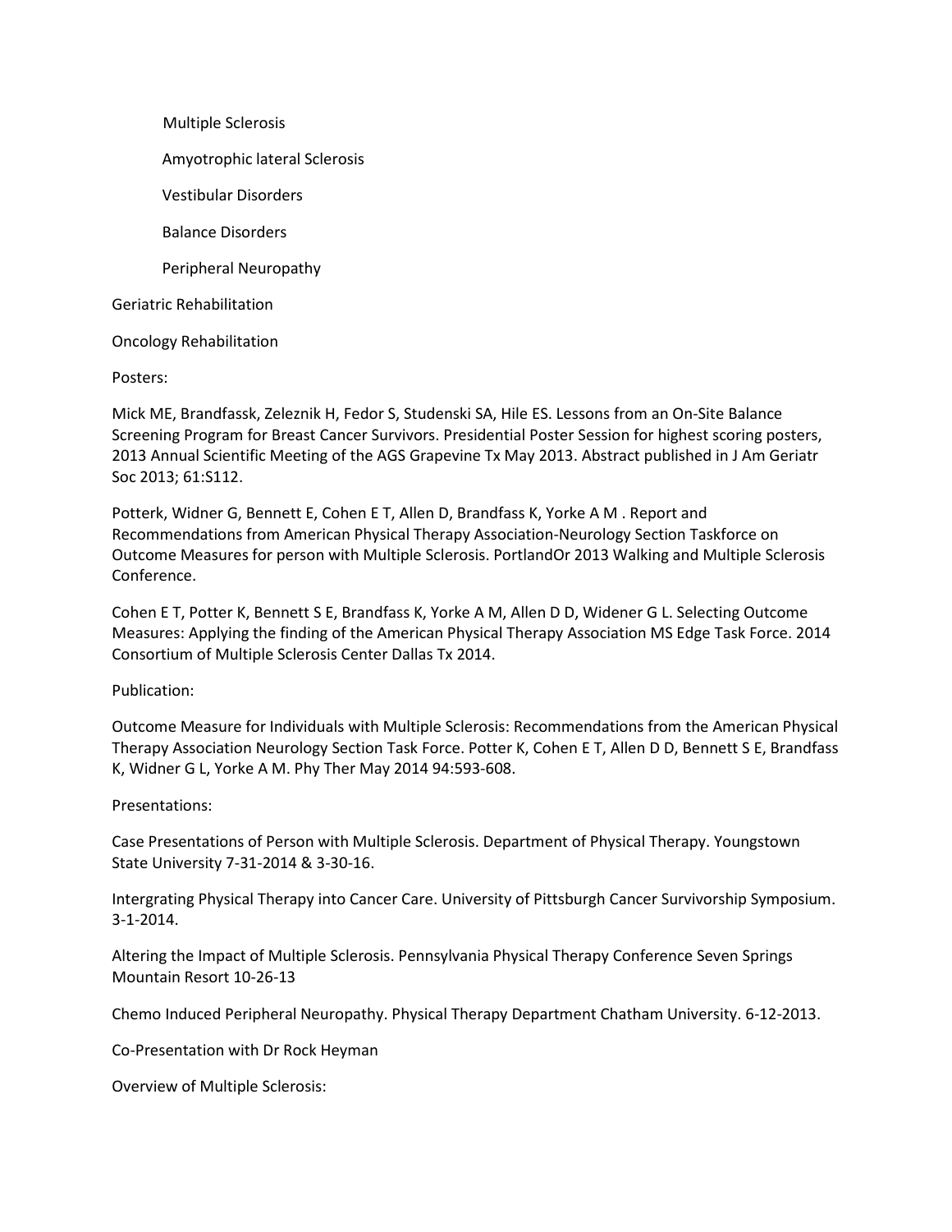Multiple Sclerosis

Amyotrophic lateral Sclerosis

Vestibular Disorders

Balance Disorders

Peripheral Neuropathy

Geriatric Rehabilitation

Oncology Rehabilitation

Posters:

Mick ME, Brandfassk, Zeleznik H, Fedor S, Studenski SA, Hile ES. Lessons from an On-Site Balance Screening Program for Breast Cancer Survivors. Presidential Poster Session for highest scoring posters, 2013 Annual Scientific Meeting of the AGS Grapevine Tx May 2013. Abstract published in J Am Geriatr Soc 2013; 61:S112.

Potterk, Widner G, Bennett E, Cohen E T, Allen D, Brandfass K, Yorke A M . Report and Recommendations from American Physical Therapy Association-Neurology Section Taskforce on Outcome Measures for person with Multiple Sclerosis. PortlandOr 2013 Walking and Multiple Sclerosis Conference.

Cohen E T, Potter K, Bennett S E, Brandfass K, Yorke A M, Allen D D, Widener G L. Selecting Outcome Measures: Applying the finding of the American Physical Therapy Association MS Edge Task Force. 2014 Consortium of Multiple Sclerosis Center Dallas Tx 2014.

Publication:

Outcome Measure for Individuals with Multiple Sclerosis: Recommendations from the American Physical Therapy Association Neurology Section Task Force. Potter K, Cohen E T, Allen D D, Bennett S E, Brandfass K, Widner G L, Yorke A M. Phy Ther May 2014 94:593-608.

Presentations:

Case Presentations of Person with Multiple Sclerosis. Department of Physical Therapy. Youngstown State University 7-31-2014 & 3-30-16.

Intergrating Physical Therapy into Cancer Care. University of Pittsburgh Cancer Survivorship Symposium. 3-1-2014.

Altering the Impact of Multiple Sclerosis. Pennsylvania Physical Therapy Conference Seven Springs Mountain Resort 10-26-13

Chemo Induced Peripheral Neuropathy. Physical Therapy Department Chatham University. 6-12-2013.

Co-Presentation with Dr Rock Heyman

Overview of Multiple Sclerosis: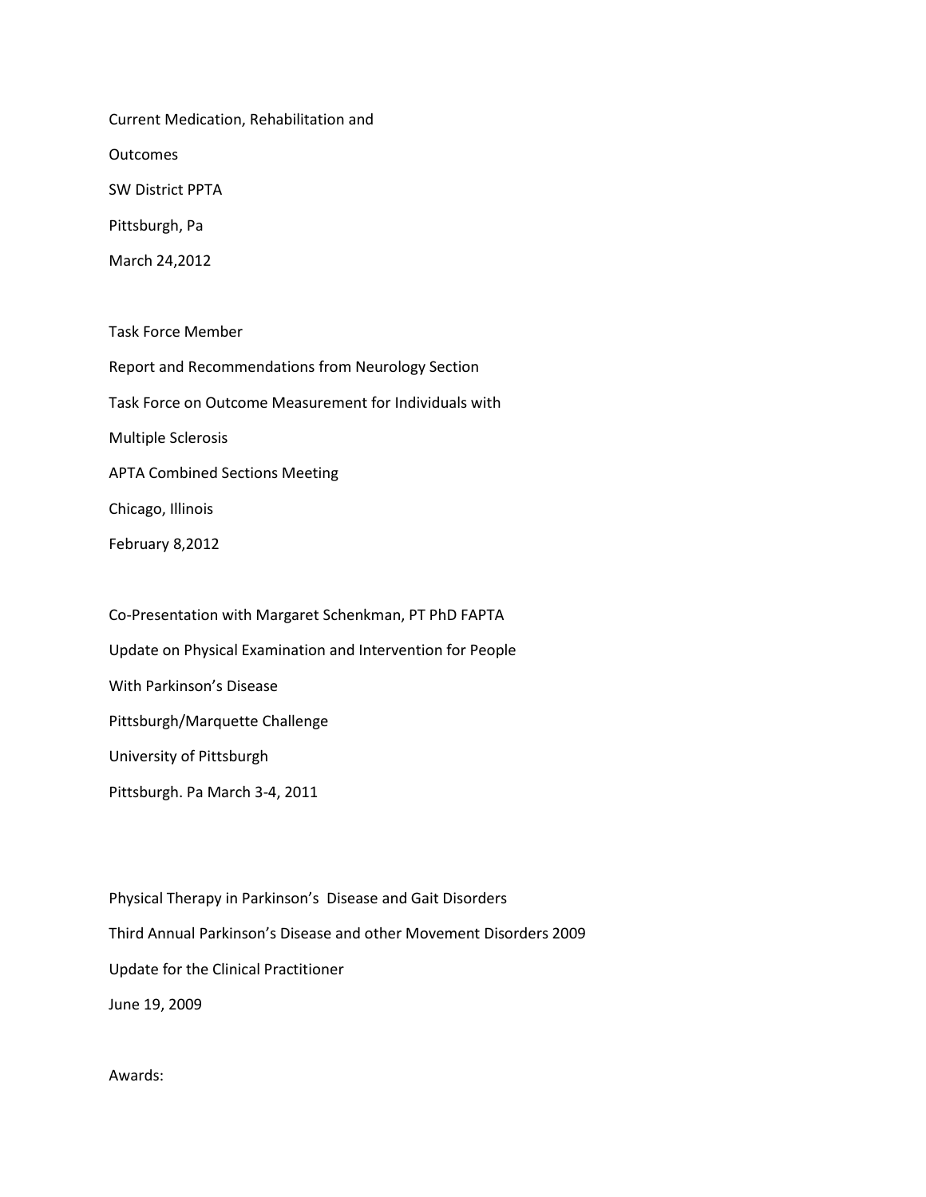Current Medication, Rehabilitation and

Outcomes

SW District PPTA

Pittsburgh, Pa

March 24,2012

Task Force Member

Report and Recommendations from Neurology Section

Task Force on Outcome Measurement for Individuals with

Multiple Sclerosis

APTA Combined Sections Meeting

Chicago, Illinois

February 8,2012

Co-Presentation with Margaret Schenkman, PT PhD FAPTA

Update on Physical Examination and Intervention for People

With Parkinson's Disease

Pittsburgh/Marquette Challenge

University of Pittsburgh

Pittsburgh. Pa March 3-4, 2011

Physical Therapy in Parkinson's Disease and Gait Disorders

Third Annual Parkinson's Disease and other Movement Disorders 2009

Update for the Clinical Practitioner

June 19, 2009

Awards: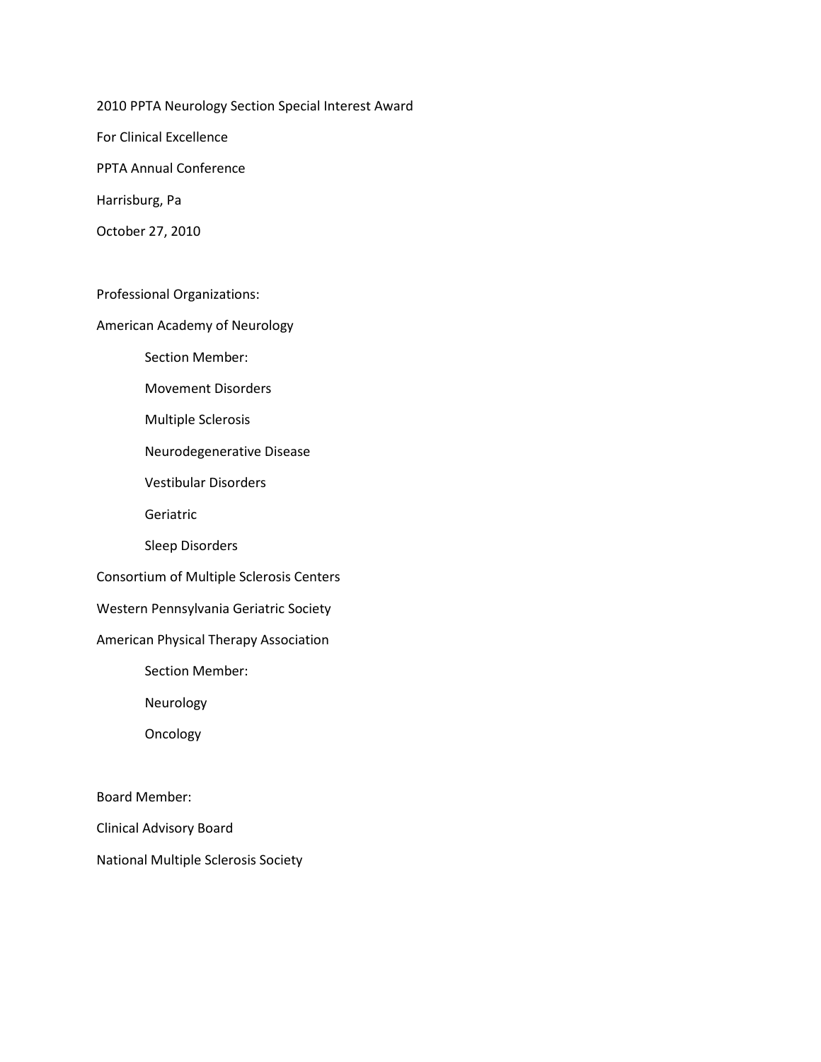2010 PPTA Neurology Section Special Interest Award

For Clinical Excellence

PPTA Annual Conference

Harrisburg, Pa

October 27, 2010

Professional Organizations:

American Academy of Neurology

- Section Member:
- Movement Disorders
- Multiple Sclerosis
- Neurodegenerative Disease
- Vestibular Disorders
- Geriatric
- Sleep Disorders

Consortium of Multiple Sclerosis Centers

Western Pennsylvania Geriatric Society

American Physical Therapy Association

- Section Member:
- Neurology
- Oncology

Board Member:

Clinical Advisory Board

National Multiple Sclerosis Society